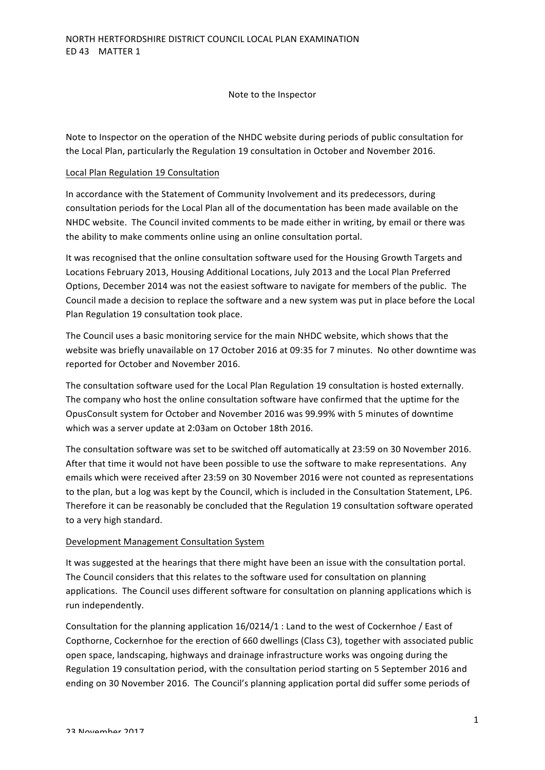NORTH HERTFORDSHIRE DISTRICT COUNCIL LOCAL PLAN EXAMINATION
ED 43 MATTER 1

Note to the Inspector

Note to Inspector on the operation of the NHDC website during periods of public consultation for the Local Plan, particularly the Regulation 19 consultation in October and November 2016.

Local Plan Regulation 19 Consultation

In accordance with the Statement of Community Involvement and its predecessors, during consultation periods for the Local Plan all of the documentation has been made available on the NHDC website. The Council invited comments to be made either in writing, by email or there was the ability to make comments online using an online consultation portal.

It was recognised that the online consultation software used for the Housing Growth Targets and Locations February 2013, Housing Additional Locations, July 2013 and the Local Plan Preferred Options, December 2014 was not the easiest software to navigate for members of the public. The Council made a decision to replace the software and a new system was put in place before the Local Plan Regulation 19 consultation took place.

The Council uses a basic monitoring service for the main NHDC website, which shows that the website was briefly unavailable on 17 October 2016 at 09:35 for 7 minutes. No other downtime was reported for October and November 2016.

The consultation software used for the Local Plan Regulation 19 consultation is hosted externally. The company who host the online consultation software have confirmed that the uptime for the OpusConsult system for October and November 2016 was 99.99% with 5 minutes of downtime which was a server update at 2:03am on October 18th 2016.

The consultation software was set to be switched off automatically at 23:59 on 30 November 2016. After that time it would not have been possible to use the software to make representations. Any emails which were received after 23:59 on 30 November 2016 were not counted as representations to the plan, but a log was kept by the Council, which is included in the Consultation Statement, LP6. Therefore it can be reasonably be concluded that the Regulation 19 consultation software operated to a very high standard.

Development Management Consultation System

It was suggested at the hearings that there might have been an issue with the consultation portal. The Council considers that this relates to the software used for consultation on planning applications. The Council uses different software for consultation on planning applications which is run independently.

Consultation for the planning application 16/0214/1 : Land to the west of Cockernhoe / East of Copthorne, Cockernhoe for the erection of 660 dwellings (Class C3), together with associated public open space, landscaping, highways and drainage infrastructure works was ongoing during the Regulation 19 consultation period, with the consultation period starting on 5 September 2016 and ending on 30 November 2016. The Council's planning application portal did suffer some periods of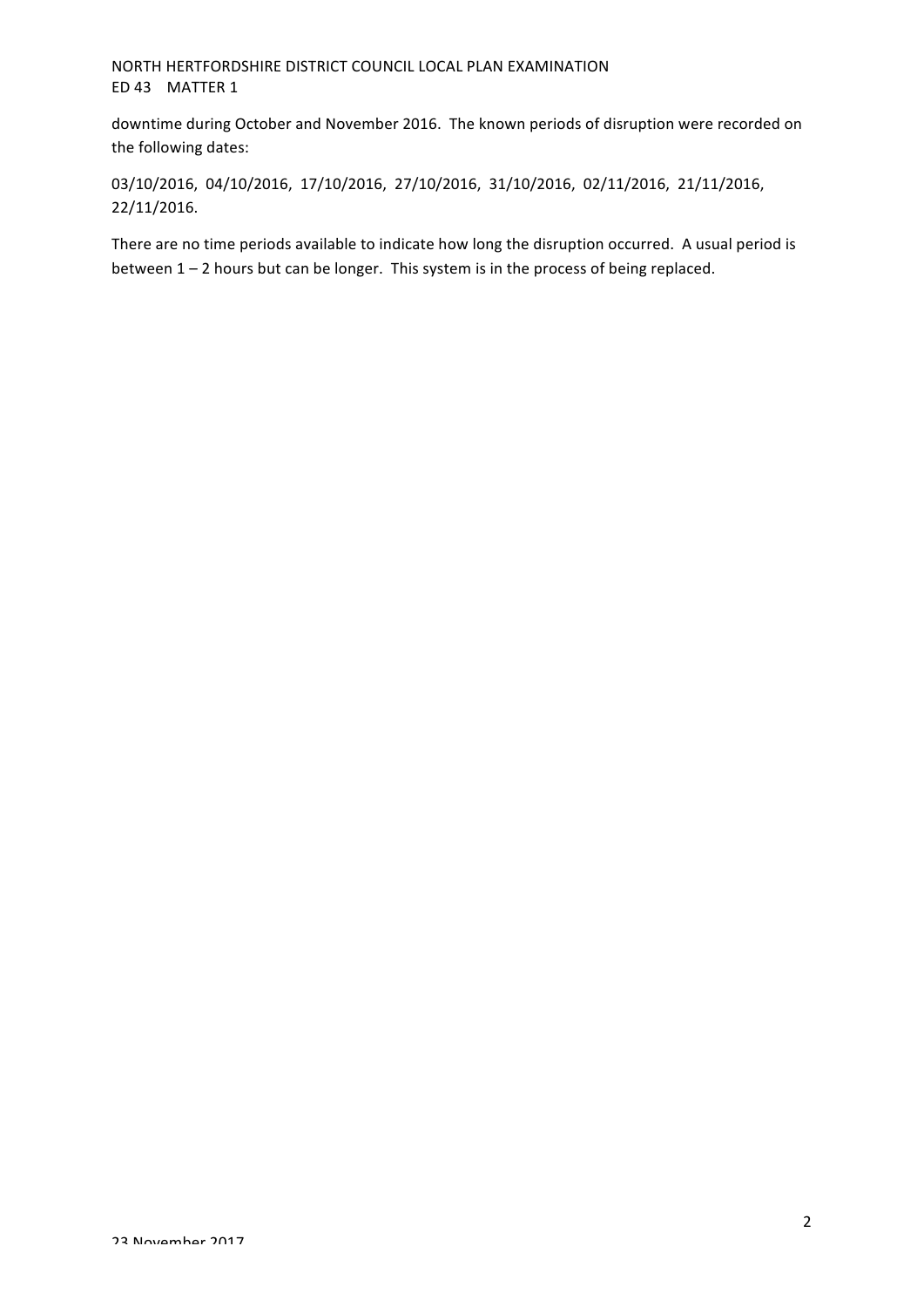downtime during October and November 2016. The known periods of disruption were recorded on the following dates:

03/10/2016, 04/10/2016, 17/10/2016, 27/10/2016, 31/10/2016, 02/11/2016, 21/11/2016, 22/11/2016.

There are no time periods available to indicate how long the disruption occurred. A usual period is between 1 – 2 hours but can be longer. This system is in the process of being replaced.